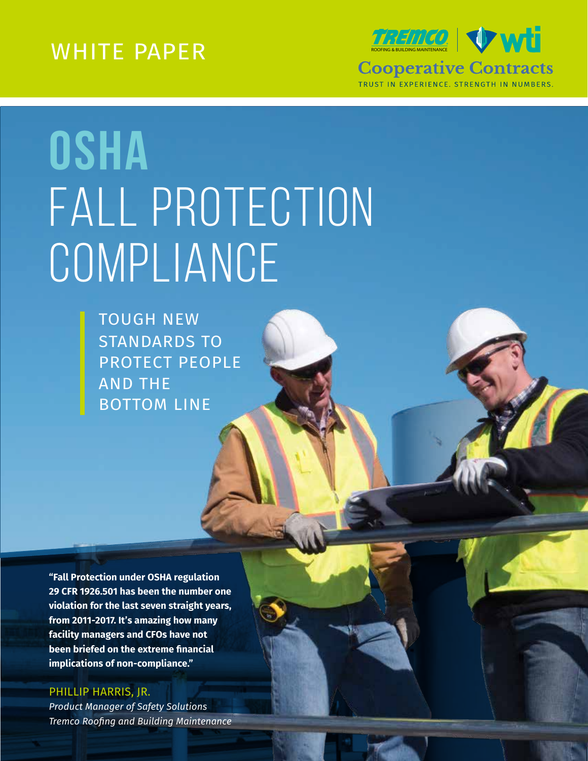WHITE PAPER

TREMCO ROOFING & BUILDING MAINTENANCE | wti

Cooperative Contracts

TRUST IN EXPERIENCE. STRENGTH IN NUMBERS.

# OSHA FALL PROTECTION COMPLIANCE

## TOUGH NEW STANDARDS TO PROTECT PEOPLE AND THE BOTTOM LINE

**"Fall Protection under OSHA regulation 29 CFR 1926.501 has been the number one violation for the last seven straight years, from 2011-2017. It's amazing how many facility managers and CFOs have not been briefed on the extreme financial implications of non-compliance."**

PHILLIP HARRIS, JR.

*Product Manager of Safety Solutions*
*Tremco Roofing and Building Maintenance*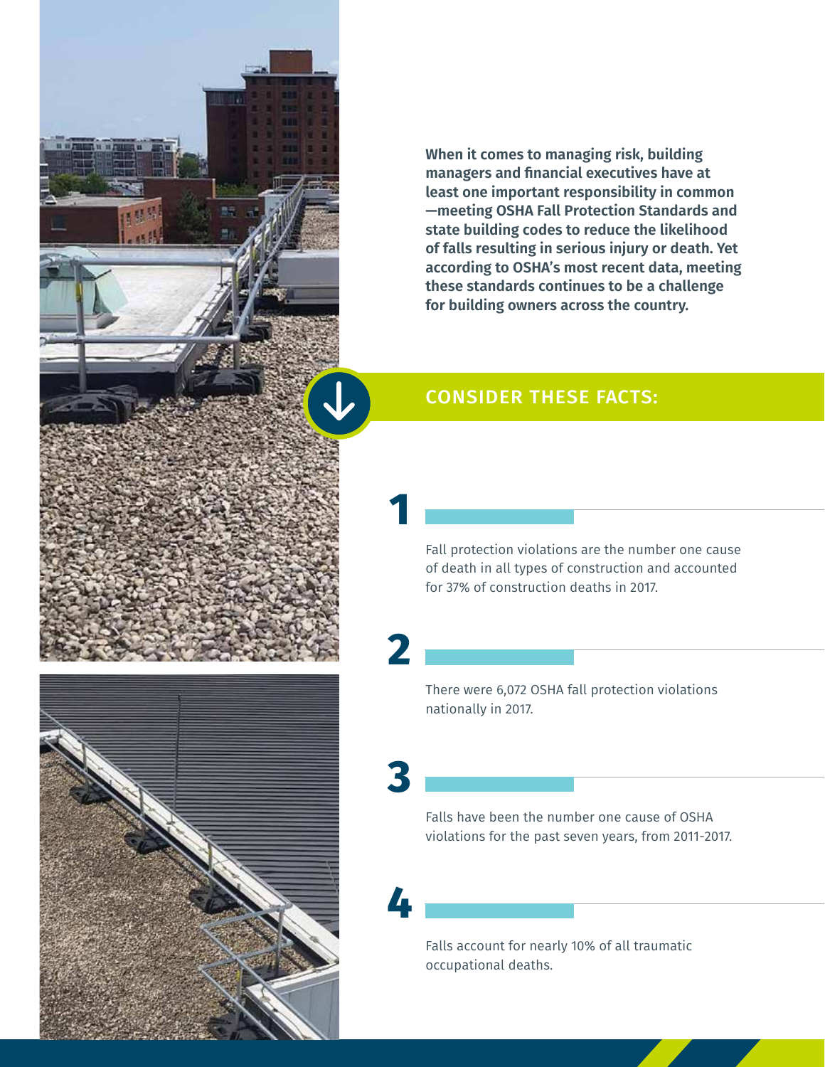**When it comes to managing risk, building managers and financial executives have at least one important responsibility in common —meeting OSHA Fall Protection Standards and state building codes to reduce the likelihood of falls resulting in serious injury or death. Yet according to OSHA's most recent data, meeting these standards continues to be a challenge for building owners across the country.**

## CONSIDER THESE FACTS:

**1**

Fall protection violations are the number one cause of death in all types of construction and accounted for 37% of construction deaths in 2017.

**2**

There were 6,072 OSHA fall protection violations nationally in 2017.

**3**

Falls have been the number one cause of OSHA violations for the past seven years, from 2011-2017.

**4**

Falls account for nearly 10% of all traumatic occupational deaths.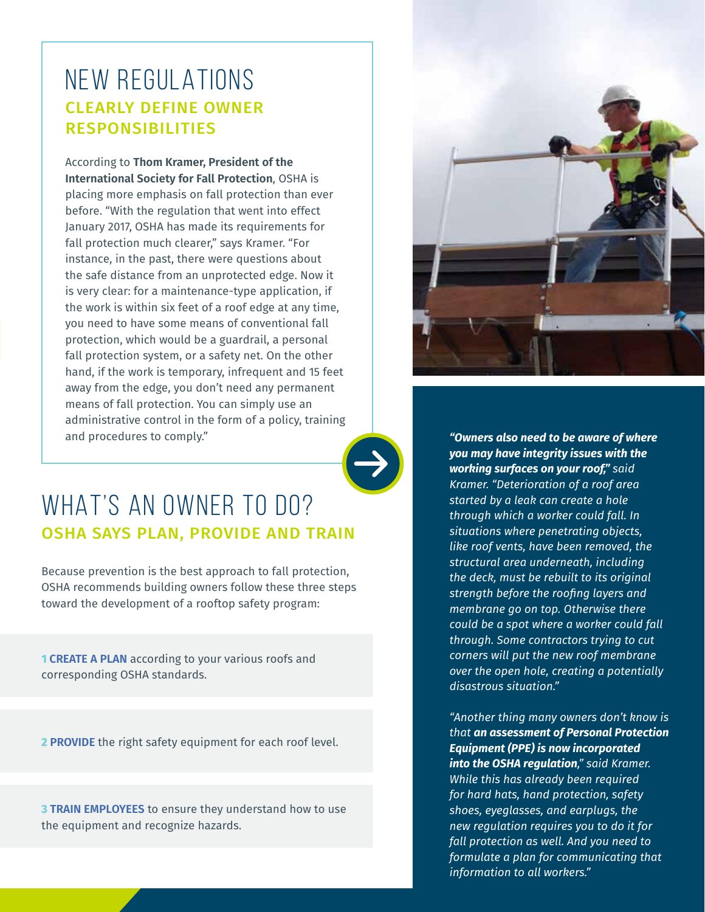## NEW REGULATIONS

### CLEARLY DEFINE OWNER RESPONSIBILITIES

According to **Thom Kramer, President of the International Society for Fall Protection**, OSHA is placing more emphasis on fall protection than ever before. "With the regulation that went into effect January 2017, OSHA has made its requirements for fall protection much clearer," says Kramer. "For instance, in the past, there were questions about the safe distance from an unprotected edge. Now it is very clear: for a maintenance-type application, if the work is within six feet of a roof edge at any time, you need to have some means of conventional fall protection, which would be a guardrail, a personal fall protection system, or a safety net. On the other hand, if the work is temporary, infrequent and 15 feet away from the edge, you don't need any permanent means of fall protection. You can simply use an administrative control in the form of a policy, training and procedures to comply."

## WHAT'S AN OWNER TO DO?

### OSHA SAYS PLAN, PROVIDE AND TRAIN

Because prevention is the best approach to fall protection, OSHA recommends building owners follow these three steps toward the development of a rooftop safety program:

**1 CREATE A PLAN** according to your various roofs and corresponding OSHA standards.

**2 PROVIDE** the right safety equipment for each roof level.

**3 TRAIN EMPLOYEES** to ensure they understand how to use the equipment and recognize hazards.

*__"Owners also need to be aware of where you may have integrity issues with the working surfaces on your roof,"__ said Kramer. "Deterioration of a roof area started by a leak can create a hole through which a worker could fall. In situations where penetrating objects, like roof vents, have been removed, the structural area underneath, including the deck, must be rebuilt to its original strength before the roofing layers and membrane go on top. Otherwise there could be a spot where a worker could fall through. Some contractors trying to cut corners will put the new roof membrane over the open hole, creating a potentially disastrous situation."*

*"Another thing many owners don't know is that __an assessment of Personal Protection Equipment (PPE) is now incorporated into the OSHA regulation__," said Kramer. While this has already been required for hard hats, hand protection, safety shoes, eyeglasses, and earplugs, the new regulation requires you to do it for fall protection as well. And you need to formulate a plan for communicating that information to all workers."*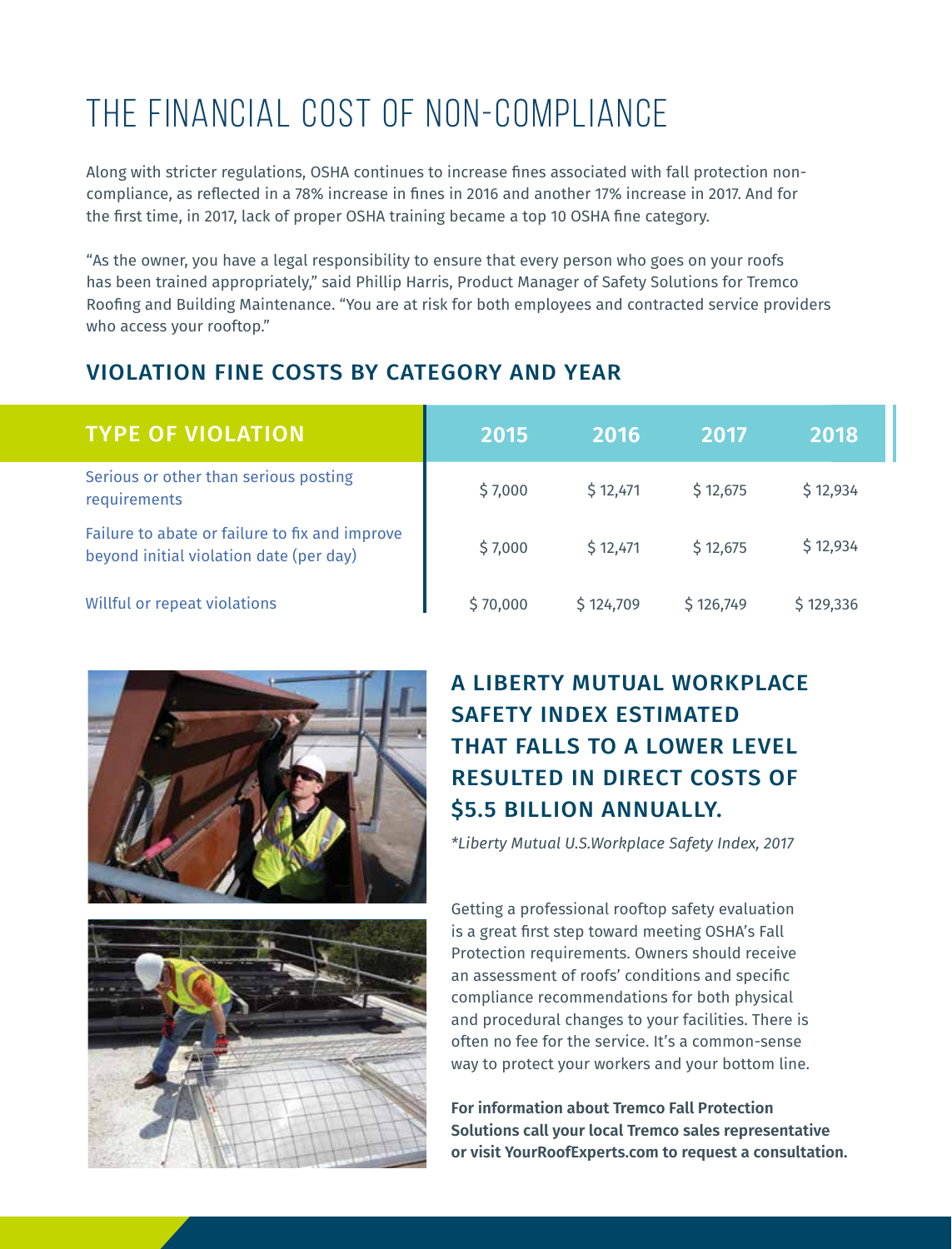# THE FINANCIAL COST OF NON-COMPLIANCE

Along with stricter regulations, OSHA continues to increase fines associated with fall protection non-compliance, as reflected in a 78% increase in fines in 2016 and another 17% increase in 2017. And for the first time, in 2017, lack of proper OSHA training became a top 10 OSHA fine category.

"As the owner, you have a legal responsibility to ensure that every person who goes on your roofs has been trained appropriately," said Phillip Harris, Product Manager of Safety Solutions for Tremco Roofing and Building Maintenance. "You are at risk for both employees and contracted service providers who access your rooftop."

## VIOLATION FINE COSTS BY CATEGORY AND YEAR

| TYPE OF VIOLATION | 2015 | 2016 | 2017 | 2018 |
| --- | --- | --- | --- | --- |
| Serious or other than serious posting requirements | $ 7,000 | $ 12,471 | $ 12,675 | $ 12,934 |
| Failure to abate or failure to fix and improve beyond initial violation date (per day) | $ 7,000 | $ 12,471 | $ 12,675 | $ 12,934 |
| Willful or repeat violations | $ 70,000 | $ 124,709 | $ 126,749 | $ 129,336 |

## A LIBERTY MUTUAL WORKPLACE SAFETY INDEX ESTIMATED THAT FALLS TO A LOWER LEVEL RESULTED IN DIRECT COSTS OF $5.5 BILLION ANNUALLY.

*\*Liberty Mutual U.S.Workplace Safety Index, 2017*

Getting a professional rooftop safety evaluation is a great first step toward meeting OSHA's Fall Protection requirements. Owners should receive an assessment of roofs' conditions and specific compliance recommendations for both physical and procedural changes to your facilities. There is often no fee for the service. It's a common-sense way to protect your workers and your bottom line.

**For information about Tremco Fall Protection Solutions call your local Tremco sales representative or visit YourRoofExperts.com to request a consultation.**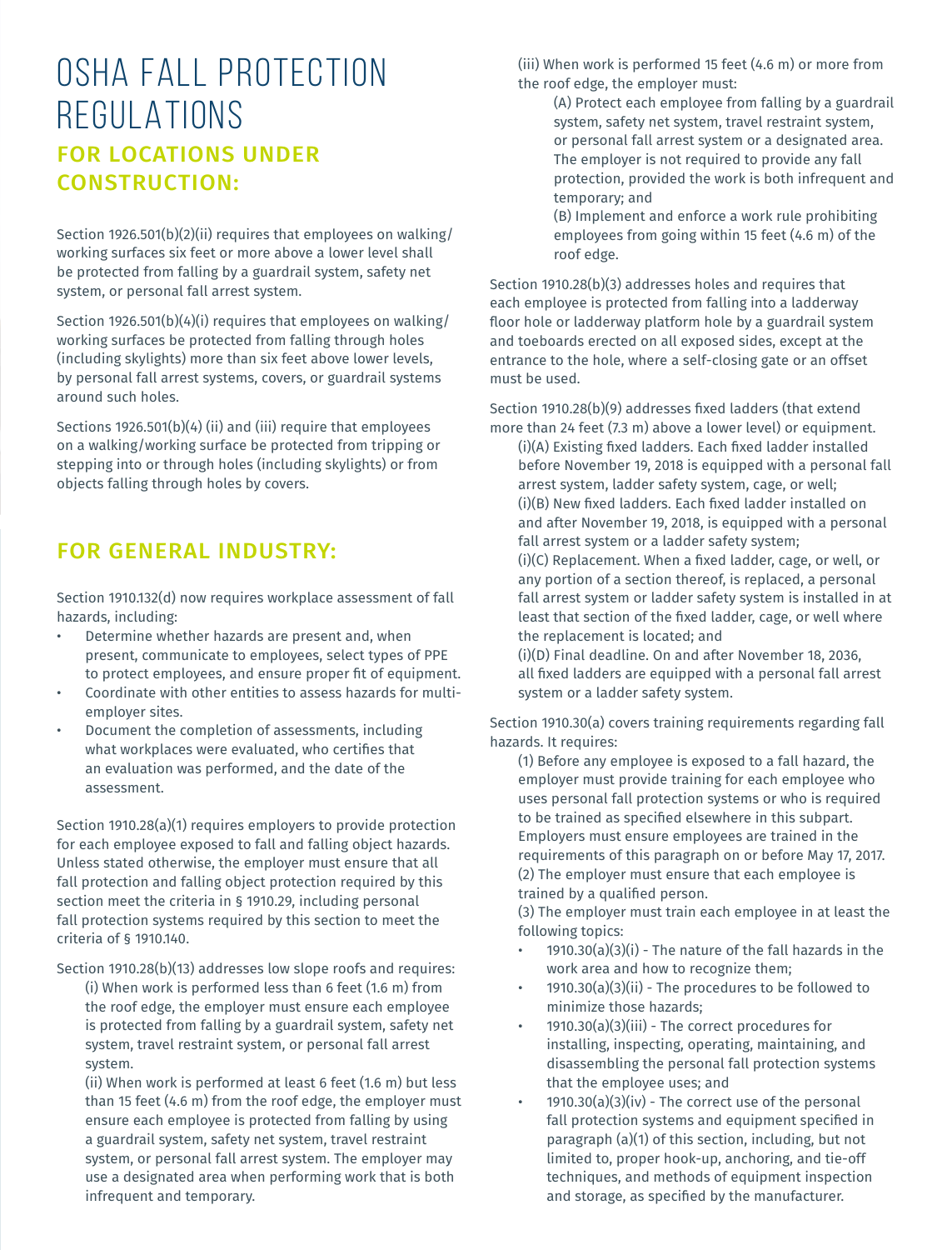# OSHA FALL PROTECTION REGULATIONS

## FOR LOCATIONS UNDER CONSTRUCTION:

Section 1926.501(b)(2)(ii) requires that employees on walking/working surfaces six feet or more above a lower level shall be protected from falling by a guardrail system, safety net system, or personal fall arrest system.

Section 1926.501(b)(4)(i) requires that employees on walking/working surfaces be protected from falling through holes (including skylights) more than six feet above lower levels, by personal fall arrest systems, covers, or guardrail systems around such holes.

Sections 1926.501(b)(4) (ii) and (iii) require that employees on a walking/working surface be protected from tripping or stepping into or through holes (including skylights) or from objects falling through holes by covers.

## FOR GENERAL INDUSTRY:

Section 1910.132(d) now requires workplace assessment of fall hazards, including:

- Determine whether hazards are present and, when present, communicate to employees, select types of PPE to protect employees, and ensure proper fit of equipment.
- Coordinate with other entities to assess hazards for multi-employer sites.
- Document the completion of assessments, including what workplaces were evaluated, who certifies that an evaluation was performed, and the date of the assessment.

Section 1910.28(a)(1) requires employers to provide protection for each employee exposed to fall and falling object hazards. Unless stated otherwise, the employer must ensure that all fall protection and falling object protection required by this section meet the criteria in § 1910.29, including personal fall protection systems required by this section to meet the criteria of § 1910.140.

Section 1910.28(b)(13) addresses low slope roofs and requires:

(i) When work is performed less than 6 feet (1.6 m) from the roof edge, the employer must ensure each employee is protected from falling by a guardrail system, safety net system, travel restraint system, or personal fall arrest system.

(ii) When work is performed at least 6 feet (1.6 m) but less than 15 feet (4.6 m) from the roof edge, the employer must ensure each employee is protected from falling by using a guardrail system, safety net system, travel restraint system, or personal fall arrest system. The employer may use a designated area when performing work that is both infrequent and temporary.

(iii) When work is performed 15 feet (4.6 m) or more from the roof edge, the employer must:

(A) Protect each employee from falling by a guardrail system, safety net system, travel restraint system, or personal fall arrest system or a designated area. The employer is not required to provide any fall protection, provided the work is both infrequent and temporary; and

(B) Implement and enforce a work rule prohibiting employees from going within 15 feet (4.6 m) of the roof edge.

Section 1910.28(b)(3) addresses holes and requires that each employee is protected from falling into a ladderway floor hole or ladderway platform hole by a guardrail system and toeboards erected on all exposed sides, except at the entrance to the hole, where a self-closing gate or an offset must be used.

Section 1910.28(b)(9) addresses fixed ladders (that extend more than 24 feet (7.3 m) above a lower level) or equipment.

(i)(A) Existing fixed ladders. Each fixed ladder installed before November 19, 2018 is equipped with a personal fall arrest system, ladder safety system, cage, or well;

(i)(B) New fixed ladders. Each fixed ladder installed on and after November 19, 2018, is equipped with a personal fall arrest system or a ladder safety system;

(i)(C) Replacement. When a fixed ladder, cage, or well, or any portion of a section thereof, is replaced, a personal fall arrest system or ladder safety system is installed in at least that section of the fixed ladder, cage, or well where the replacement is located; and

(i)(D) Final deadline. On and after November 18, 2036, all fixed ladders are equipped with a personal fall arrest system or a ladder safety system.

Section 1910.30(a) covers training requirements regarding fall hazards. It requires:

(1) Before any employee is exposed to a fall hazard, the employer must provide training for each employee who uses personal fall protection systems or who is required to be trained as specified elsewhere in this subpart. Employers must ensure employees are trained in the requirements of this paragraph on or before May 17, 2017.

(2) The employer must ensure that each employee is trained by a qualified person.

(3) The employer must train each employee in at least the following topics:

- 1910.30(a)(3)(i) - The nature of the fall hazards in the work area and how to recognize them;
- 1910.30(a)(3)(ii) - The procedures to be followed to minimize those hazards;
- 1910.30(a)(3)(iii) - The correct procedures for installing, inspecting, operating, maintaining, and disassembling the personal fall protection systems that the employee uses; and
- 1910.30(a)(3)(iv) - The correct use of the personal fall protection systems and equipment specified in paragraph (a)(1) of this section, including, but not limited to, proper hook-up, anchoring, and tie-off techniques, and methods of equipment inspection and storage, as specified by the manufacturer.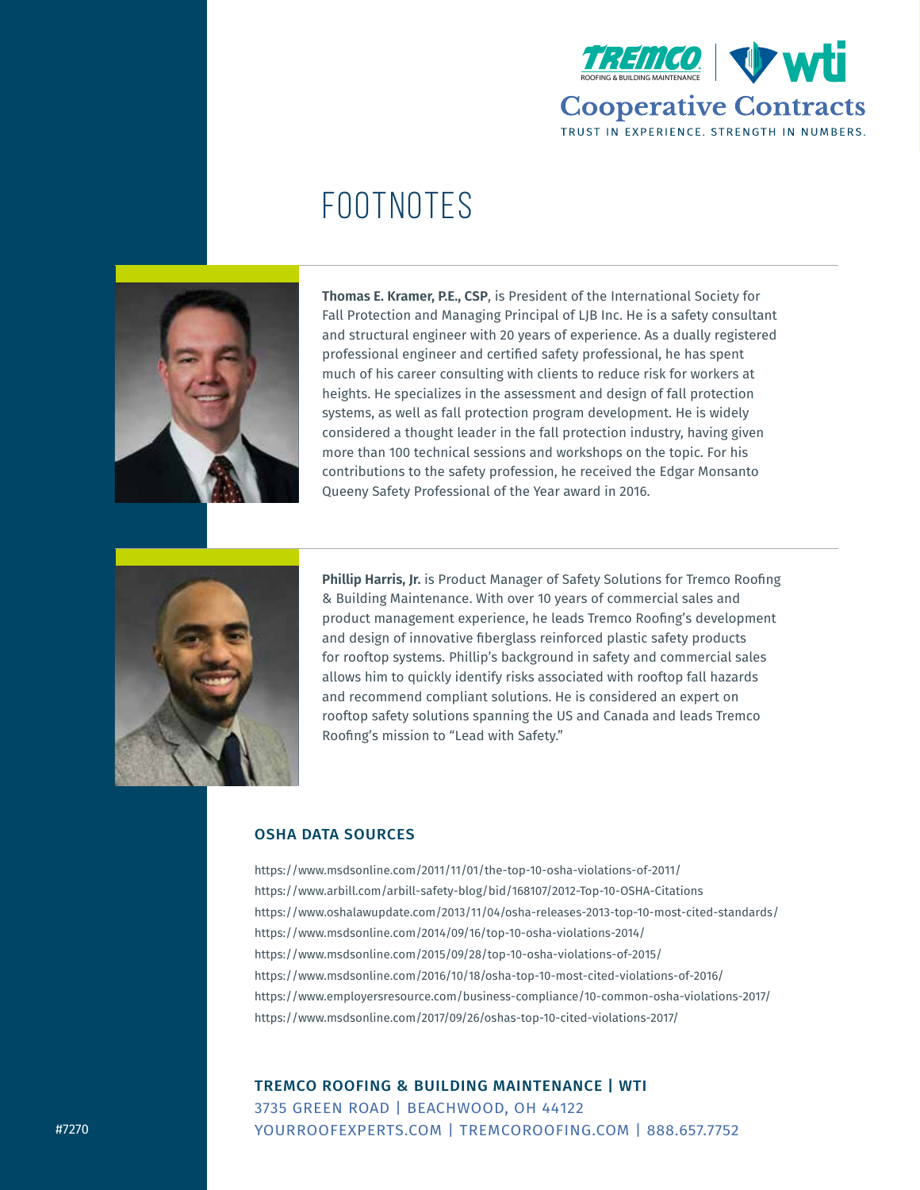Cooperative Contracts

TRUST IN EXPERIENCE. STRENGTH IN NUMBERS.

# FOOTNOTES

**Thomas E. Kramer, P.E., CSP**, is President of the International Society for Fall Protection and Managing Principal of LJB Inc. He is a safety consultant and structural engineer with 20 years of experience. As a dually registered professional engineer and certified safety professional, he has spent much of his career consulting with clients to reduce risk for workers at heights. He specializes in the assessment and design of fall protection systems, as well as fall protection program development. He is widely considered a thought leader in the fall protection industry, having given more than 100 technical sessions and workshops on the topic. For his contributions to the safety profession, he received the Edgar Monsanto Queeny Safety Professional of the Year award in 2016.

**Phillip Harris, Jr.** is Product Manager of Safety Solutions for Tremco Roofing & Building Maintenance. With over 10 years of commercial sales and product management experience, he leads Tremco Roofing's development and design of innovative fiberglass reinforced plastic safety products for rooftop systems. Phillip's background in safety and commercial sales allows him to quickly identify risks associated with rooftop fall hazards and recommend compliant solutions. He is considered an expert on rooftop safety solutions spanning the US and Canada and leads Tremco Roofing's mission to "Lead with Safety."

## OSHA DATA SOURCES

https://www.msdsonline.com/2011/11/01/the-top-10-osha-violations-of-2011/
https://www.arbill.com/arbill-safety-blog/bid/168107/2012-Top-10-OSHA-Citations
https://www.oshalawupdate.com/2013/11/04/osha-releases-2013-top-10-most-cited-standards/
https://www.msdsonline.com/2014/09/16/top-10-osha-violations-2014/
https://www.msdsonline.com/2015/09/28/top-10-osha-violations-of-2015/
https://www.msdsonline.com/2016/10/18/osha-top-10-most-cited-violations-of-2016/
https://www.employersresource.com/business-compliance/10-common-osha-violations-2017/
https://www.msdsonline.com/2017/09/26/oshas-top-10-cited-violations-2017/

**TREMCO ROOFING & BUILDING MAINTENANCE | WTI**
3735 GREEN ROAD | BEACHWOOD, OH 44122
YOURROOFEXPERTS.COM | TREMCOROOFING.COM | 888.657.7752

#7270